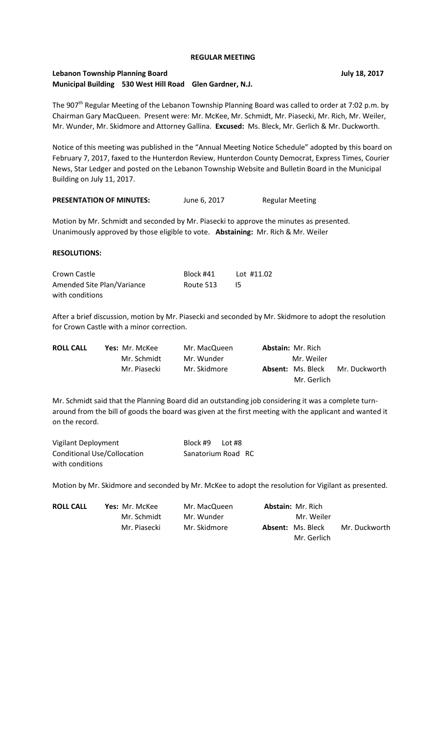**REGULAR MEETING**

**Lebanon Township Planning Board** **July 18, 2017**
**Municipal Building 530 West Hill Road Glen Gardner, N.J.**

The 907th Regular Meeting of the Lebanon Township Planning Board was called to order at 7:02 p.m. by Chairman Gary MacQueen. Present were: Mr. McKee, Mr. Schmidt, Mr. Piasecki, Mr. Rich, Mr. Weiler, Mr. Wunder, Mr. Skidmore and Attorney Gallina. **Excused:** Ms. Bleck, Mr. Gerlich & Mr. Duckworth.

Notice of this meeting was published in the "Annual Meeting Notice Schedule" adopted by this board on February 7, 2017, faxed to the Hunterdon Review, Hunterdon County Democrat, Express Times, Courier News, Star Ledger and posted on the Lebanon Township Website and Bulletin Board in the Municipal Building on July 11, 2017.

**PRESENTATION OF MINUTES:** June 6, 2017 Regular Meeting

Motion by Mr. Schmidt and seconded by Mr. Piasecki to approve the minutes as presented. Unanimously approved by those eligible to vote. **Abstaining:** Mr. Rich & Mr. Weiler

**RESOLUTIONS:**

Crown Castle Block #41 Lot #11.02
Amended Site Plan/Variance Route 513 I5
with conditions

After a brief discussion, motion by Mr. Piasecki and seconded by Mr. Skidmore to adopt the resolution for Crown Castle with a minor correction.

| **ROLL CALL** | **Yes:** Mr. McKee | Mr. MacQueen | **Abstain:** Mr. Rich | |
|---|---|---|---|---|
| | Mr. Schmidt | Mr. Wunder | Mr. Weiler | |
| | Mr. Piasecki | Mr. Skidmore | **Absent:** Ms. Bleck | Mr. Duckworth |
| | | | Mr. Gerlich | |

Mr. Schmidt said that the Planning Board did an outstanding job considering it was a complete turn-around from the bill of goods the board was given at the first meeting with the applicant and wanted it on the record.

Vigilant Deployment Block #9 Lot #8
Conditional Use/Collocation Sanatorium Road RC
with conditions

Motion by Mr. Skidmore and seconded by Mr. McKee to adopt the resolution for Vigilant as presented.

| **ROLL CALL** | **Yes:** Mr. McKee | Mr. MacQueen | **Abstain:** Mr. Rich | |
|---|---|---|---|---|
| | Mr. Schmidt | Mr. Wunder | Mr. Weiler | |
| | Mr. Piasecki | Mr. Skidmore | **Absent:** Ms. Bleck | Mr. Duckworth |
| | | | Mr. Gerlich | |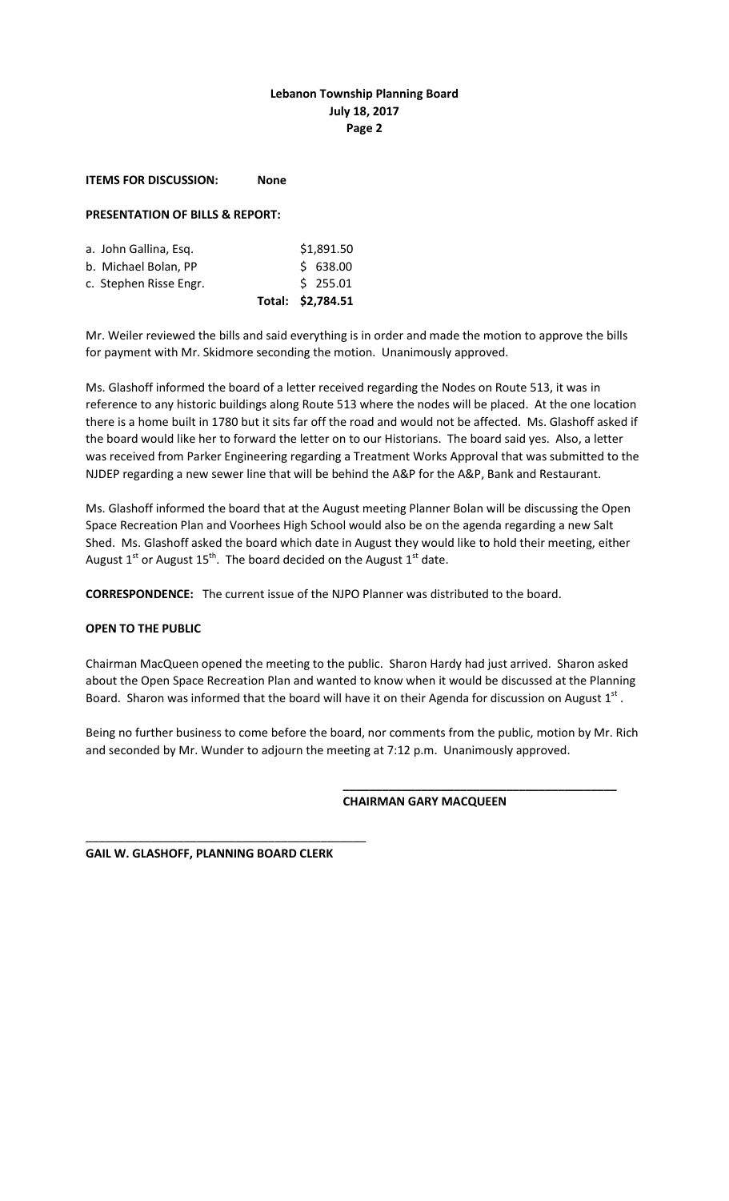**ITEMS FOR DISCUSSION:** **None**

**PRESENTATION OF BILLS & REPORT:**

| | |
|---|---|
| a. John Gallina, Esq. | $1,891.50 |
| b. Michael Bolan, PP | $ 638.00 |
| c. Stephen Risse Engr. | $ 255.01 |
| **Total:** | **$2,784.51** |

Mr. Weiler reviewed the bills and said everything is in order and made the motion to approve the bills for payment with Mr. Skidmore seconding the motion. Unanimously approved.

Ms. Glashoff informed the board of a letter received regarding the Nodes on Route 513, it was in reference to any historic buildings along Route 513 where the nodes will be placed. At the one location there is a home built in 1780 but it sits far off the road and would not be affected. Ms. Glashoff asked if the board would like her to forward the letter on to our Historians. The board said yes. Also, a letter was received from Parker Engineering regarding a Treatment Works Approval that was submitted to the NJDEP regarding a new sewer line that will be behind the A&P for the A&P, Bank and Restaurant.

Ms. Glashoff informed the board that at the August meeting Planner Bolan will be discussing the Open Space Recreation Plan and Voorhees High School would also be on the agenda regarding a new Salt Shed. Ms. Glashoff asked the board which date in August they would like to hold their meeting, either August 1st or August 15th. The board decided on the August 1st date.

**CORRESPONDENCE:** The current issue of the NJPO Planner was distributed to the board.

**OPEN TO THE PUBLIC**

Chairman MacQueen opened the meeting to the public. Sharon Hardy had just arrived. Sharon asked about the Open Space Recreation Plan and wanted to know when it would be discussed at the Planning Board. Sharon was informed that the board will have it on their Agenda for discussion on August 1st.

Being no further business to come before the board, nor comments from the public, motion by Mr. Rich and seconded by Mr. Wunder to adjourn the meeting at 7:12 p.m. Unanimously approved.

\_\_\_\_\_\_\_\_\_\_\_\_\_\_\_\_\_\_\_\_\_\_\_\_\_\_\_\_\_\_\_\_\_\_\_\_\_\_\_\_

**CHAIRMAN GARY MACQUEEN**

\_\_\_\_\_\_\_\_\_\_\_\_\_\_\_\_\_\_\_\_\_\_\_\_\_\_\_\_\_\_\_\_\_\_\_\_\_\_\_\_

**GAIL W. GLASHOFF, PLANNING BOARD CLERK**